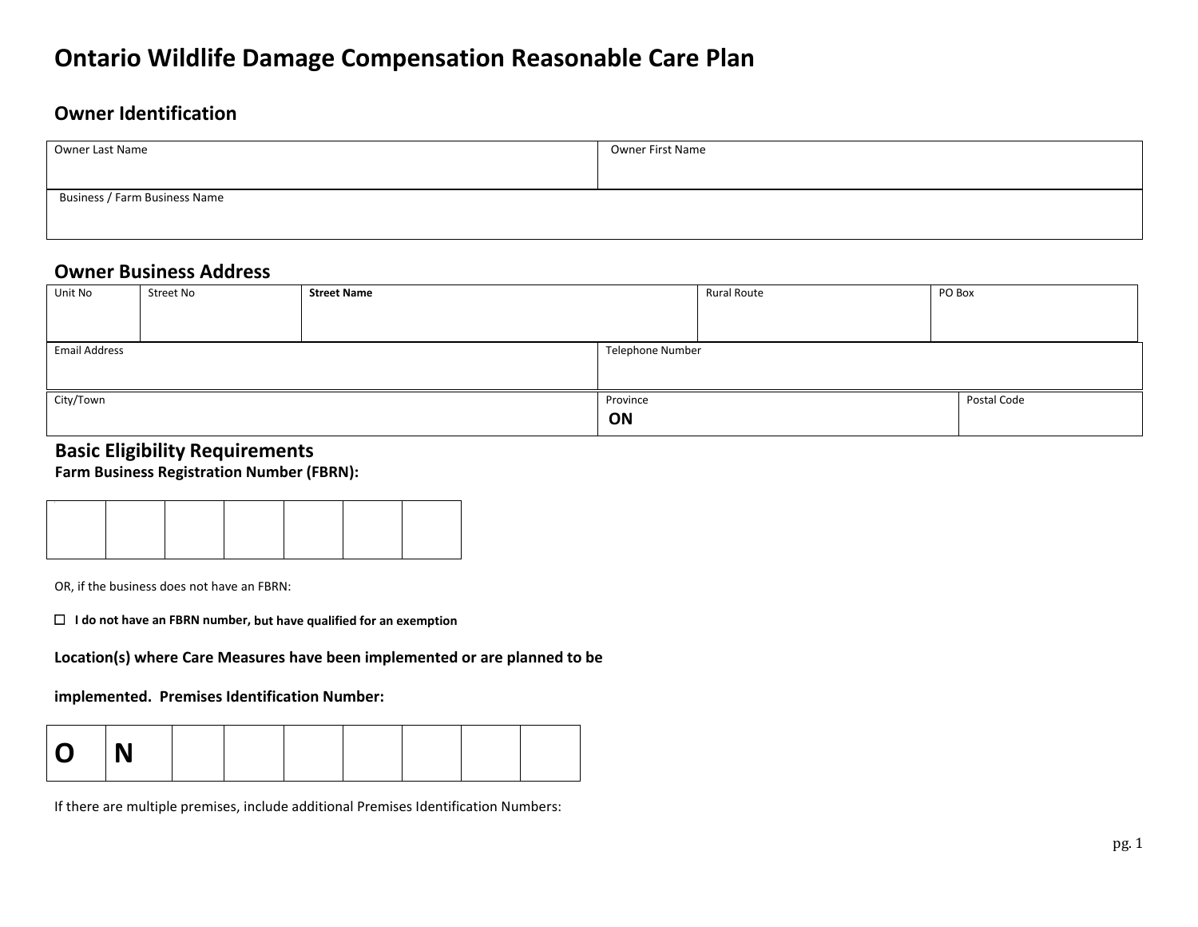# Ontario Wildlife Damage Compensation Reasonable Care Plan

## Owner Identification

| Owner Last Name | Owner First Name |
|---|---|
| | |

| Business / Farm Business Name |
|---|
| |

## Owner Business Address

| Unit No | Street No | **Street Name** | Rural Route | PO Box |
|---|---|---|---|---|
| | | | | |

| Email Address | Telephone Number |
|---|---|
| | |

| City/Town | Province | Postal Code |
|---|---|---|
| | **ON** | |

## Basic Eligibility Requirements

**Farm Business Registration Number (FBRN):**

| | | | | | | |
|---|---|---|---|---|---|---|
| | | | | | | |

OR, if the business does not have an FBRN:

☐ **I do not have an FBRN number, but have qualified for an exemption**

**Location(s) where Care Measures have been implemented or are planned to be implemented. Premises Identification Number:**

| | | | | | | | | |
|---|---|---|---|---|---|---|---|---|
| **O** | **N** | | | | | | | |

If there are multiple premises, include additional Premises Identification Numbers: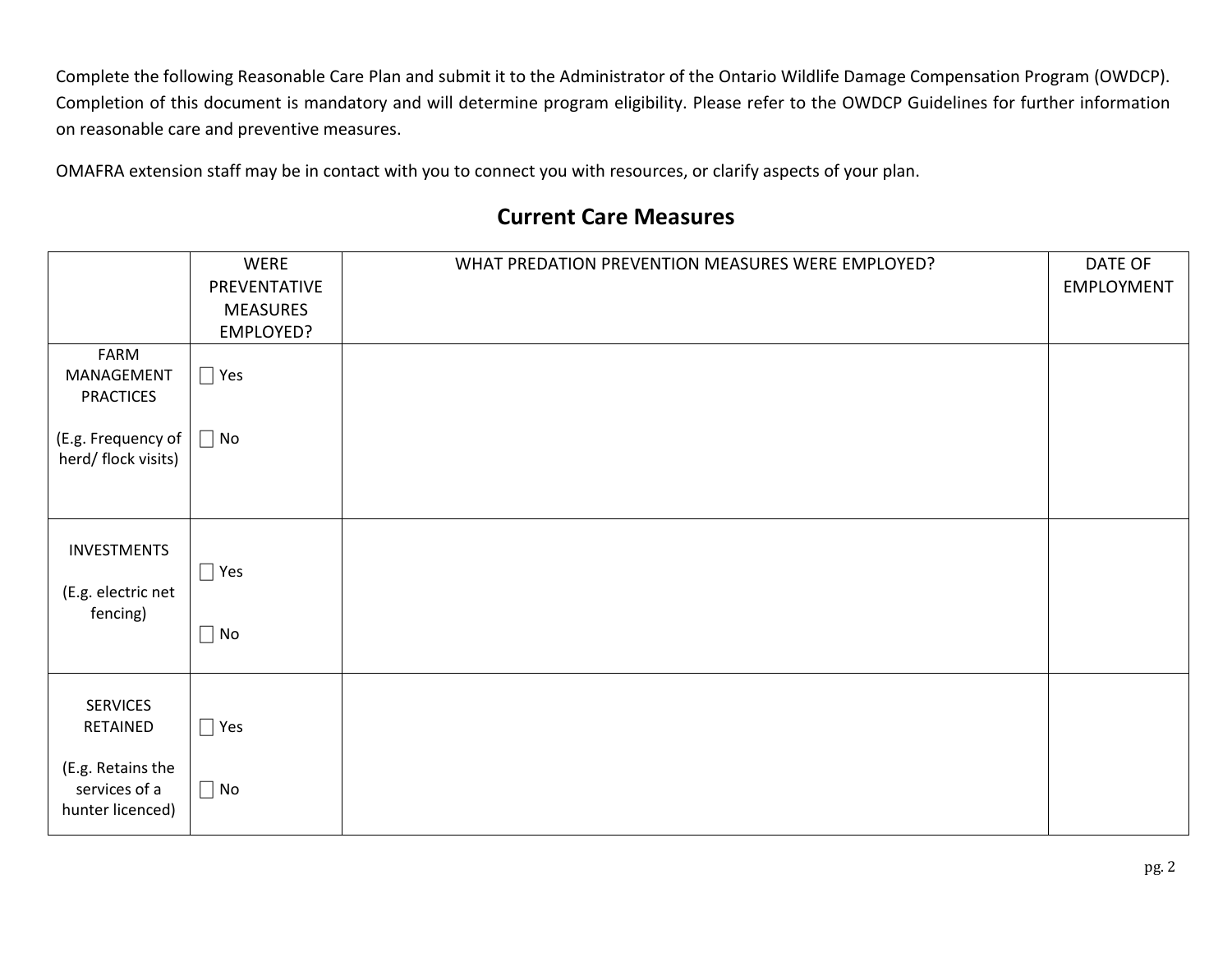Complete the following Reasonable Care Plan and submit it to the Administrator of the Ontario Wildlife Damage Compensation Program (OWDCP). Completion of this document is mandatory and will determine program eligibility. Please refer to the OWDCP Guidelines for further information on reasonable care and preventive measures.

OMAFRA extension staff may be in contact with you to connect you with resources, or clarify aspects of your plan.

## Current Care Measures

| | WERE PREVENTATIVE MEASURES EMPLOYED? | WHAT PREDATION PREVENTION MEASURES WERE EMPLOYED? | DATE OF EMPLOYMENT |
|---|---|---|---|
| FARM MANAGEMENT PRACTICES<br><br>(E.g. Frequency of herd/ flock visits) | ☐ Yes<br><br>☐ No | | |
| INVESTMENTS<br><br>(E.g. electric net fencing) | ☐ Yes<br><br>☐ No | | |
| SERVICES RETAINED<br><br>(E.g. Retains the services of a hunter licenced) | ☐ Yes<br><br>☐ No | | |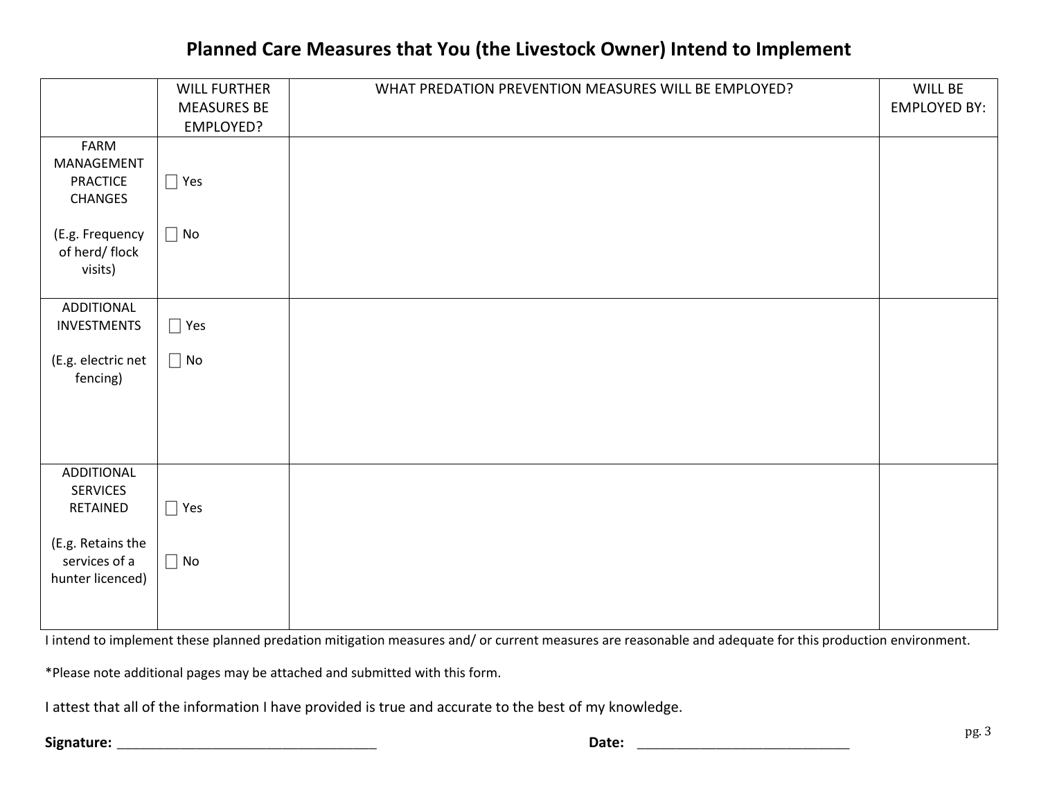# Planned Care Measures that You (the Livestock Owner) Intend to Implement

| | WILL FURTHER MEASURES BE EMPLOYED? | WHAT PREDATION PREVENTION MEASURES WILL BE EMPLOYED? | WILL BE EMPLOYED BY: |
|---|---|---|---|
| FARM MANAGEMENT PRACTICE CHANGES<br><br>(E.g. Frequency of herd/ flock visits) | ☐ Yes<br><br>☐ No | | |
| ADDITIONAL INVESTMENTS<br><br>(E.g. electric net fencing) | ☐ Yes<br><br>☐ No | | |
| ADDITIONAL SERVICES RETAINED<br><br>(E.g. Retains the services of a hunter licenced) | ☐ Yes<br><br>☐ No | | |

I intend to implement these planned predation mitigation measures and/ or current measures are reasonable and adequate for this production environment.

*Please note additional pages may be attached and submitted with this form.

I attest that all of the information I have provided is true and accurate to the best of my knowledge.

**Signature:** ___________________________________ **Date:** _____________________________